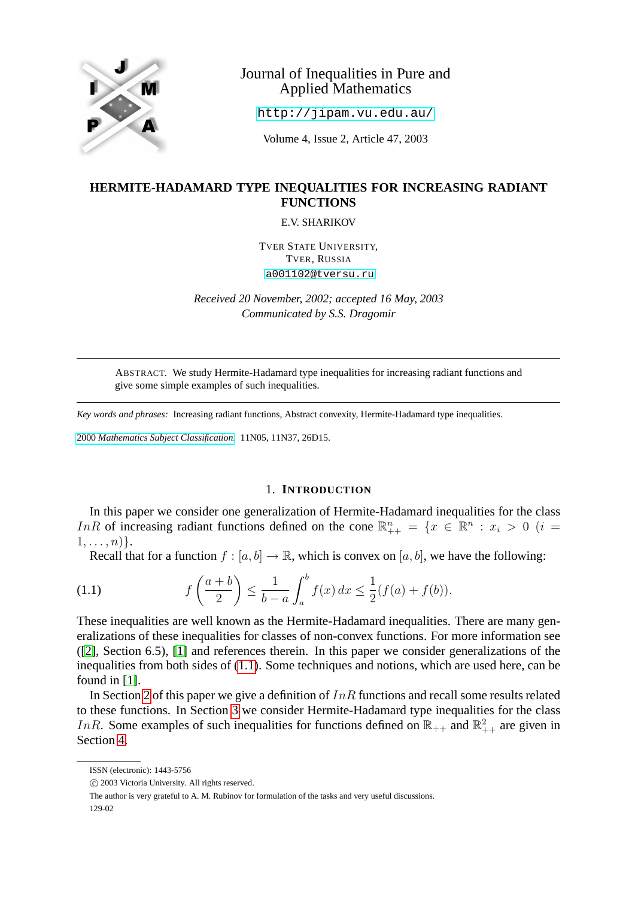Journal of Inequalities in Pure and Applied Mathematics

http://jipam.vu.edu.au/

Volume 4, Issue 2, Article 47, 2003

# HERMITE-HADAMARD TYPE INEQUALITIES FOR INCREASING RADIANT FUNCTIONS

E.V. SHARIKOV

TVER STATE UNIVERSITY,
TVER, RUSSIA
a001102@tversu.ru

*Received 20 November, 2002; accepted 16 May, 2003*
*Communicated by S.S. Dragomir*

---

ABSTRACT. We study Hermite-Hadamard type inequalities for increasing radiant functions and give some simple examples of such inequalities.

---

*Key words and phrases:* Increasing radiant functions, Abstract convexity, Hermite-Hadamard type inequalities.

2000 *Mathematics Subject Classification.* 11N05, 11N37, 26D15.

## 1. INTRODUCTION

In this paper we consider one generalization of Hermite-Hadamard inequalities for the class $InR$ of increasing radiant functions defined on the cone $\mathbb{R}^n_{++} = \{x \in \mathbb{R}^n : x_i > 0 \ (i = 1, \dots, n)\}$.

Recall that for a function $f : [a, b] \to \mathbb{R}$, which is convex on $[a, b]$, we have the following:

$$f\left(\frac{a+b}{2}\right) \le \frac{1}{b-a}\int_a^b f(x)\,dx \le \frac{1}{2}(f(a)+f(b)). \tag{1.1}$$

These inequalities are well known as the Hermite-Hadamard inequalities. There are many generalizations of these inequalities for classes of non-convex functions. For more information see ([2], Section 6.5), [1] and references therein. In this paper we consider generalizations of the inequalities from both sides of (1.1). Some techniques and notions, which are used here, can be found in [1].

In Section 2 of this paper we give a definition of $InR$ functions and recall some results related to these functions. In Section 3 we consider Hermite-Hadamard type inequalities for the class $InR$. Some examples of such inequalities for functions defined on $\mathbb{R}_{++}$ and $\mathbb{R}^2_{++}$ are given in Section 4.

---

ISSN (electronic): 1443-5756

© 2003 Victoria University. All rights reserved.

The author is very grateful to A. M. Rubinov for formulation of the tasks and very useful discussions.

129-02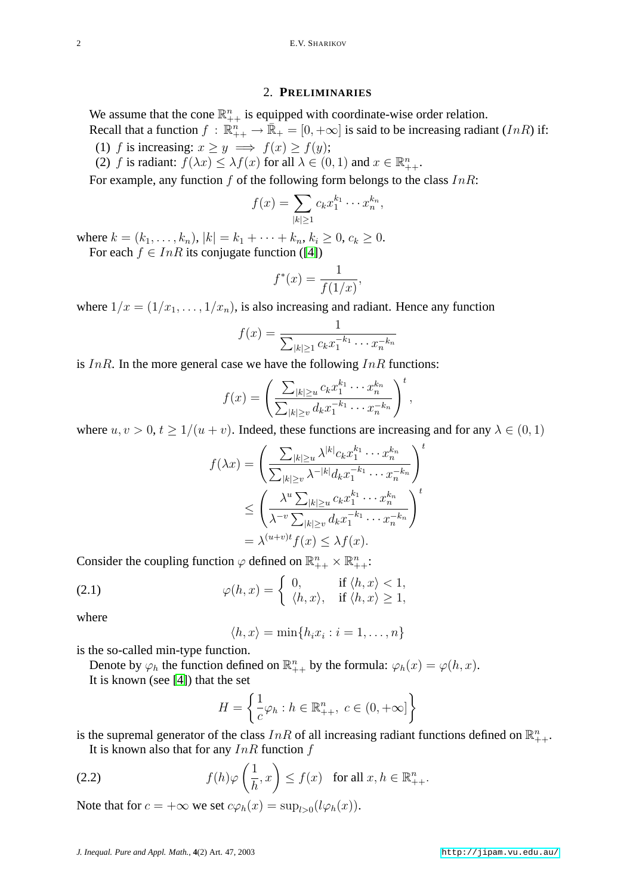## 2. Preliminaries

We assume that the cone $\mathbb{R}^n_{++}$ is equipped with coordinate-wise order relation.

Recall that a function $f : \mathbb{R}^n_{++} \to \bar{\mathbb{R}}_+ = [0, +\infty]$ is said to be increasing radiant ($InR$) if:

(1) $f$ is increasing: $x \geq y \implies f(x) \geq f(y)$;

(2) $f$ is radiant: $f(\lambda x) \leq \lambda f(x)$ for all $\lambda \in (0,1)$ and $x \in \mathbb{R}^n_{++}$.

For example, any function $f$ of the following form belongs to the class $InR$:

$$f(x) = \sum_{|k| \geq 1} c_k x_1^{k_1} \cdots x_n^{k_n},$$

where $k = (k_1, \ldots, k_n)$, $|k| = k_1 + \cdots + k_n$, $k_i \geq 0$, $c_k \geq 0$.

For each $f \in InR$ its conjugate function ([4])

$$f^*(x) = \frac{1}{f(1/x)},$$

where $1/x = (1/x_1, \ldots, 1/x_n)$, is also increasing and radiant. Hence any function

$$f(x) = \frac{1}{\sum_{|k|\geq 1} c_k x_1^{-k_1} \cdots x_n^{-k_n}}$$

is $InR$. In the more general case we have the following $InR$ functions:

$$f(x) = \left( \frac{\sum_{|k|\geq u} c_k x_1^{k_1} \cdots x_n^{k_n}}{\sum_{|k|\geq v} d_k x_1^{-k_1} \cdots x_n^{-k_n}} \right)^t,$$

where $u, v > 0$, $t \geq 1/(u+v)$. Indeed, these functions are increasing and for any $\lambda \in (0,1)$

$$\begin{aligned} f(\lambda x) &= \left( \frac{\sum_{|k|\geq u} \lambda^{|k|} c_k x_1^{k_1} \cdots x_n^{k_n}}{\sum_{|k|\geq v} \lambda^{-|k|} d_k x_1^{-k_1} \cdots x_n^{-k_n}} \right)^t \\ &\leq \left( \frac{\lambda^u \sum_{|k|\geq u} c_k x_1^{k_1} \cdots x_n^{k_n}}{\lambda^{-v} \sum_{|k|\geq v} d_k x_1^{-k_1} \cdots x_n^{-k_n}} \right)^t \\ &= \lambda^{(u+v)t} f(x) \leq \lambda f(x). \end{aligned}$$

Consider the coupling function $\varphi$ defined on $\mathbb{R}^n_{++} \times \mathbb{R}^n_{++}$:

$$\varphi(h,x) = \begin{cases} 0, & \text{if } \langle h, x\rangle < 1, \\ \langle h, x\rangle, & \text{if } \langle h, x\rangle \geq 1, \end{cases} \tag{2.1}$$

where

$$\langle h, x\rangle = \min\{h_i x_i : i = 1, \ldots, n\}$$

is the so-called min-type function.

Denote by $\varphi_h$ the function defined on $\mathbb{R}^n_{++}$ by the formula: $\varphi_h(x) = \varphi(h,x)$.

It is known (see [4]) that the set

$$H = \left\{ \frac{1}{c}\varphi_h : h \in \mathbb{R}^n_{++},\ c \in (0, +\infty] \right\}$$

is the supremal generator of the class $InR$ of all increasing radiant functions defined on $\mathbb{R}^n_{++}$.

It is known also that for any $InR$ function $f$

$$f(h)\varphi\left(\frac{1}{h}, x\right) \leq f(x) \quad \text{for all } x, h \in \mathbb{R}^n_{++}. \tag{2.2}$$

Note that for $c = +\infty$ we set $c\varphi_h(x) = \sup_{l>0}(l\varphi_h(x))$.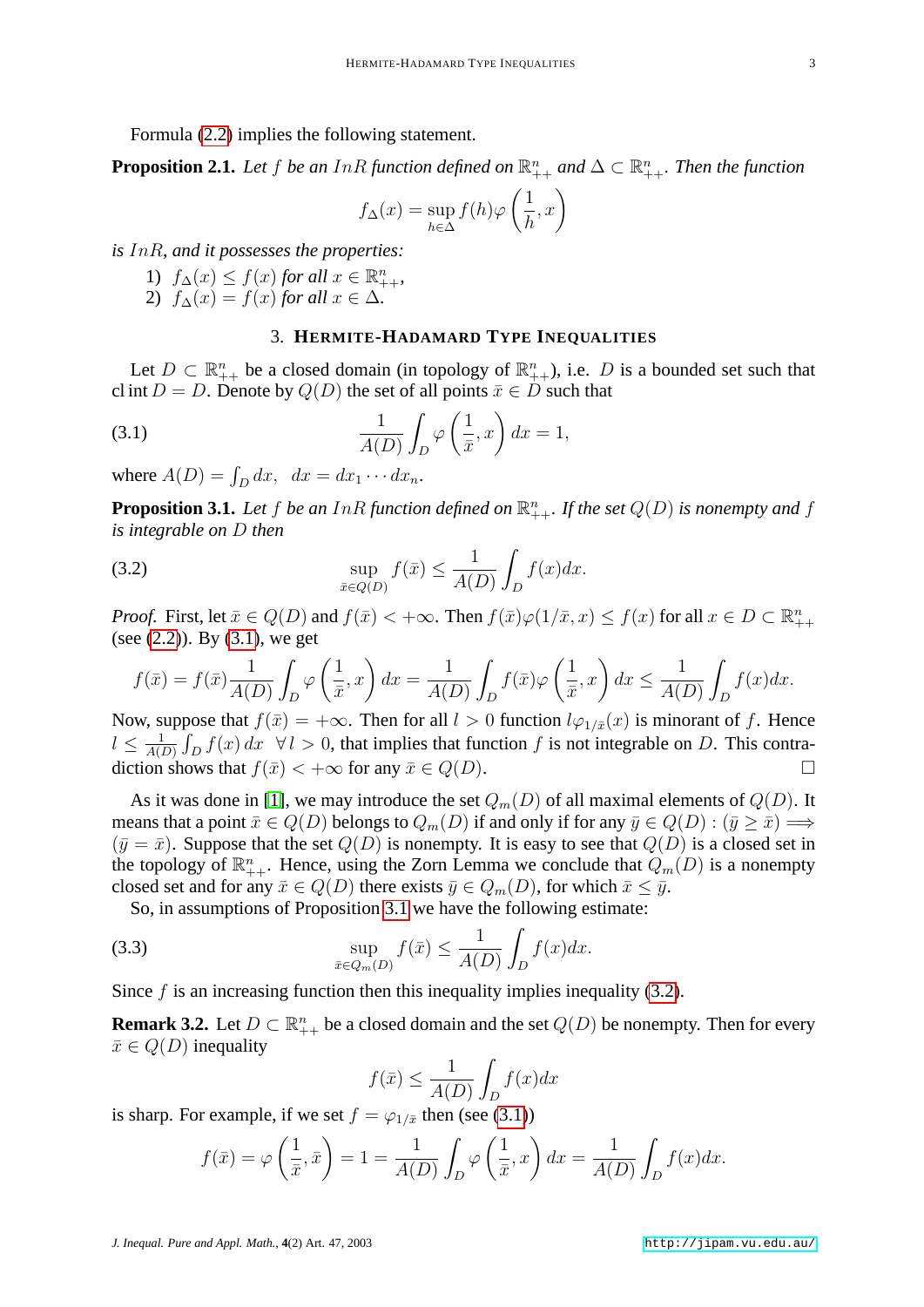Formula (2.2) implies the following statement.

**Proposition 2.1.** *Let $f$ be an $InR$ function defined on $\mathbb{R}^n_{++}$ and $\Delta \subset \mathbb{R}^n_{++}$. Then the function*

$$f_\Delta(x) = \sup_{h\in\Delta} f(h)\varphi\left(\frac{1}{h}, x\right)$$

*is $InR$, and it possesses the properties:*

1) $f_\Delta(x) \le f(x)$ *for all* $x \in \mathbb{R}^n_{++}$,
2) $f_\Delta(x) = f(x)$ *for all* $x \in \Delta$.

## 3. Hermite-Hadamard Type Inequalities

Let $D \subset \mathbb{R}^n_{++}$ be a closed domain (in topology of $\mathbb{R}^n_{++}$), i.e. $D$ is a bounded set such that $\operatorname{cl}\operatorname{int} D = D$. Denote by $Q(D)$ the set of all points $\bar{x} \in D$ such that

$$\frac{1}{A(D)} \int_D \varphi\left(\frac{1}{\bar{x}}, x\right) dx = 1, \tag{3.1}$$

where $A(D) = \int_D dx, \quad dx = dx_1 \cdots dx_n$.

**Proposition 3.1.** *Let $f$ be an $InR$ function defined on $\mathbb{R}^n_{++}$. If the set $Q(D)$ is nonempty and $f$ is integrable on $D$ then*

$$\sup_{\bar{x}\in Q(D)} f(\bar{x}) \le \frac{1}{A(D)} \int_D f(x)dx. \tag{3.2}$$

*Proof.* First, let $\bar{x} \in Q(D)$ and $f(\bar{x}) < +\infty$. Then $f(\bar{x})\varphi(1/\bar{x}, x) \le f(x)$ for all $x \in D \subset \mathbb{R}^n_{++}$ (see (2.2)). By (3.1), we get

$$f(\bar{x}) = f(\bar{x})\frac{1}{A(D)} \int_D \varphi\left(\frac{1}{\bar{x}}, x\right) dx = \frac{1}{A(D)} \int_D f(\bar{x})\varphi\left(\frac{1}{\bar{x}}, x\right) dx \le \frac{1}{A(D)} \int_D f(x)dx.$$

Now, suppose that $f(\bar{x}) = +\infty$. Then for all $l > 0$ function $l\varphi_{1/\bar{x}}(x)$ is minorant of $f$. Hence $l \le \frac{1}{A(D)} \int_D f(x)\, dx \ \ \forall\, l > 0$, that implies that function $f$ is not integrable on $D$. This contradiction shows that $f(\bar{x}) < +\infty$ for any $\bar{x} \in Q(D)$. □

As it was done in [1], we may introduce the set $Q_m(D)$ of all maximal elements of $Q(D)$. It means that a point $\bar{x} \in Q(D)$ belongs to $Q_m(D)$ if and only if for any $\bar{y} \in Q(D) : (\bar{y} \ge \bar{x}) \implies (\bar{y} = \bar{x})$. Suppose that the set $Q(D)$ is nonempty. It is easy to see that $Q(D)$ is a closed set in the topology of $\mathbb{R}^n_{++}$. Hence, using the Zorn Lemma we conclude that $Q_m(D)$ is a nonempty closed set and for any $\bar{x} \in Q(D)$ there exists $\bar{y} \in Q_m(D)$, for which $\bar{x} \le \bar{y}$.

So, in assumptions of Proposition 3.1 we have the following estimate:

$$\sup_{\bar{x}\in Q_m(D)} f(\bar{x}) \le \frac{1}{A(D)} \int_D f(x)dx. \tag{3.3}$$

Since $f$ is an increasing function then this inequality implies inequality (3.2).

**Remark 3.2.** Let $D \subset \mathbb{R}^n_{++}$ be a closed domain and the set $Q(D)$ be nonempty. Then for every $\bar{x} \in Q(D)$ inequality

$$f(\bar{x}) \le \frac{1}{A(D)} \int_D f(x)dx$$

is sharp. For example, if we set $f = \varphi_{1/\bar{x}}$ then (see (3.1))

$$f(\bar{x}) = \varphi\left(\frac{1}{\bar{x}}, \bar{x}\right) = 1 = \frac{1}{A(D)} \int_D \varphi\left(\frac{1}{\bar{x}}, x\right) dx = \frac{1}{A(D)} \int_D f(x)dx.$$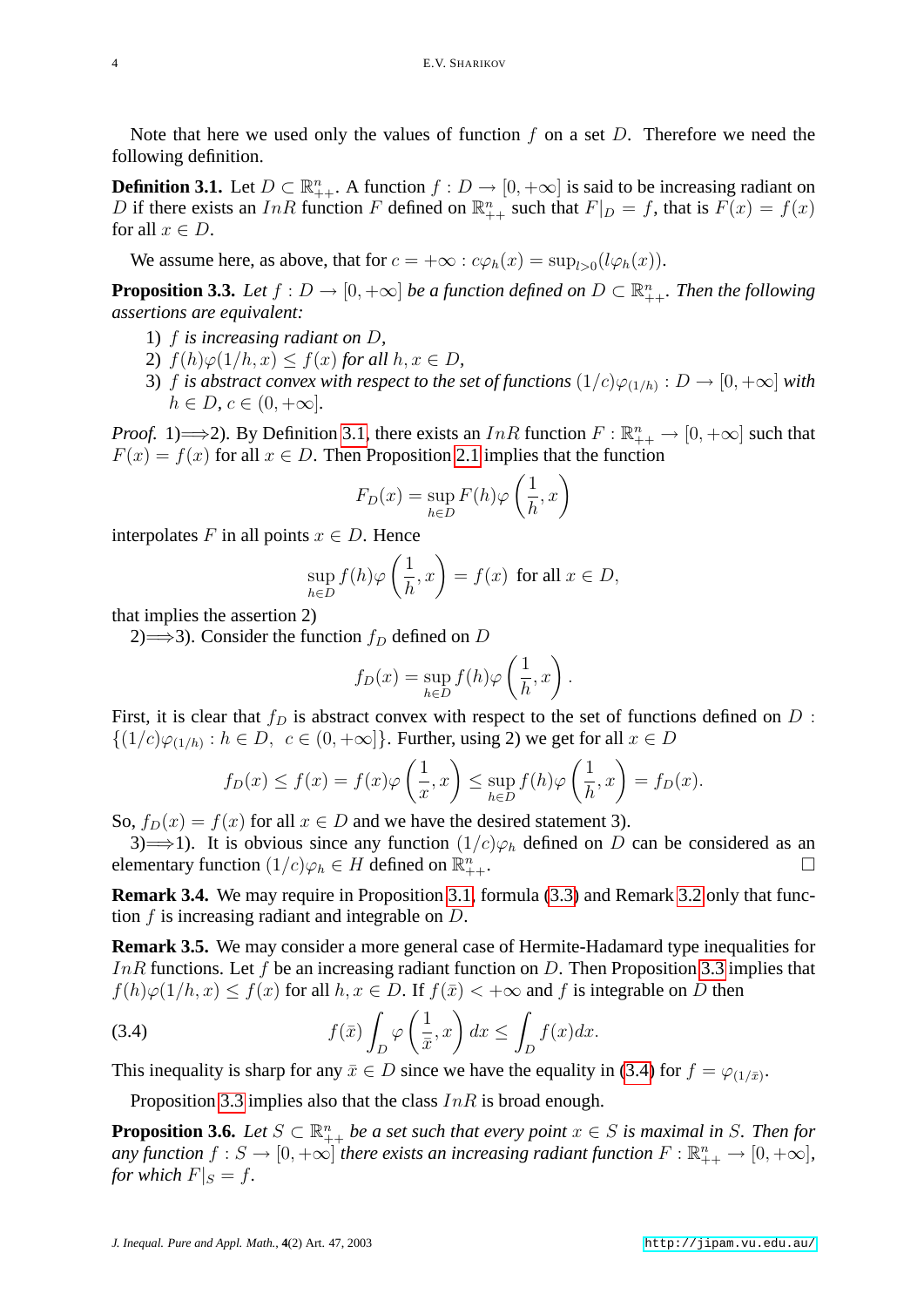Note that here we used only the values of function $f$ on a set $D$. Therefore we need the following definition.

**Definition 3.1.** Let $D \subset \mathbb{R}^n_{++}$. A function $f : D \to [0, +\infty]$ is said to be increasing radiant on $D$ if there exists an $InR$ function $F$ defined on $\mathbb{R}^n_{++}$ such that $F|_D = f$, that is $F(x) = f(x)$ for all $x \in D$.

We assume here, as above, that for $c = +\infty : c\varphi_h(x) = \sup_{l>0}(l\varphi_h(x))$.

**Proposition 3.3.** *Let $f : D \to [0, +\infty]$ be a function defined on $D \subset \mathbb{R}^n_{++}$. Then the following assertions are equivalent:*

1) *$f$ is increasing radiant on $D$,*
2) *$f(h)\varphi(1/h, x) \leq f(x)$ for all $h, x \in D$,*
3) *$f$ is abstract convex with respect to the set of functions $(1/c)\varphi_{(1/h)} : D \to [0, +\infty]$ with $h \in D$, $c \in (0, +\infty]$.*

*Proof.* 1)$\Longrightarrow$2). By Definition 3.1, there exists an $InR$ function $F : \mathbb{R}^n_{++} \to [0, +\infty]$ such that $F(x) = f(x)$ for all $x \in D$. Then Proposition 2.1 implies that the function

$$F_D(x) = \sup_{h \in D} F(h)\varphi\left(\frac{1}{h}, x\right)$$

interpolates $F$ in all points $x \in D$. Hence

$$\sup_{h \in D} f(h)\varphi\left(\frac{1}{h}, x\right) = f(x) \text{ for all } x \in D,$$

that implies the assertion 2)

2)$\Longrightarrow$3). Consider the function $f_D$ defined on $D$

$$f_D(x) = \sup_{h \in D} f(h)\varphi\left(\frac{1}{h}, x\right).$$

First, it is clear that $f_D$ is abstract convex with respect to the set of functions defined on $D$ : $\{(1/c)\varphi_{(1/h)} : h \in D, \ c \in (0, +\infty]\}$. Further, using 2) we get for all $x \in D$

$$f_D(x) \leq f(x) = f(x)\varphi\left(\frac{1}{x}, x\right) \leq \sup_{h \in D} f(h)\varphi\left(\frac{1}{h}, x\right) = f_D(x).$$

So, $f_D(x) = f(x)$ for all $x \in D$ and we have the desired statement 3).

3)$\Longrightarrow$1). It is obvious since any function $(1/c)\varphi_h$ defined on $D$ can be considered as an elementary function $(1/c)\varphi_h \in H$ defined on $\mathbb{R}^n_{++}$. $\square$

**Remark 3.4.** We may require in Proposition 3.1, formula (3.3) and Remark 3.2 only that function $f$ is increasing radiant and integrable on $D$.

**Remark 3.5.** We may consider a more general case of Hermite-Hadamard type inequalities for $InR$ functions. Let $f$ be an increasing radiant function on $D$. Then Proposition 3.3 implies that $f(h)\varphi(1/h, x) \leq f(x)$ for all $h, x \in D$. If $f(\bar{x}) < +\infty$ and $f$ is integrable on $D$ then

$$f(\bar{x}) \int_D \varphi\left(\frac{1}{\bar{x}}, x\right) dx \leq \int_D f(x)dx. \tag{3.4}$$

This inequality is sharp for any $\bar{x} \in D$ since we have the equality in (3.4) for $f = \varphi_{(1/\bar{x})}$.

Proposition 3.3 implies also that the class $InR$ is broad enough.

**Proposition 3.6.** *Let $S \subset \mathbb{R}^n_{++}$ be a set such that every point $x \in S$ is maximal in $S$. Then for any function $f : S \to [0, +\infty]$ there exists an increasing radiant function $F : \mathbb{R}^n_{++} \to [0, +\infty]$, for which $F|_S = f$.*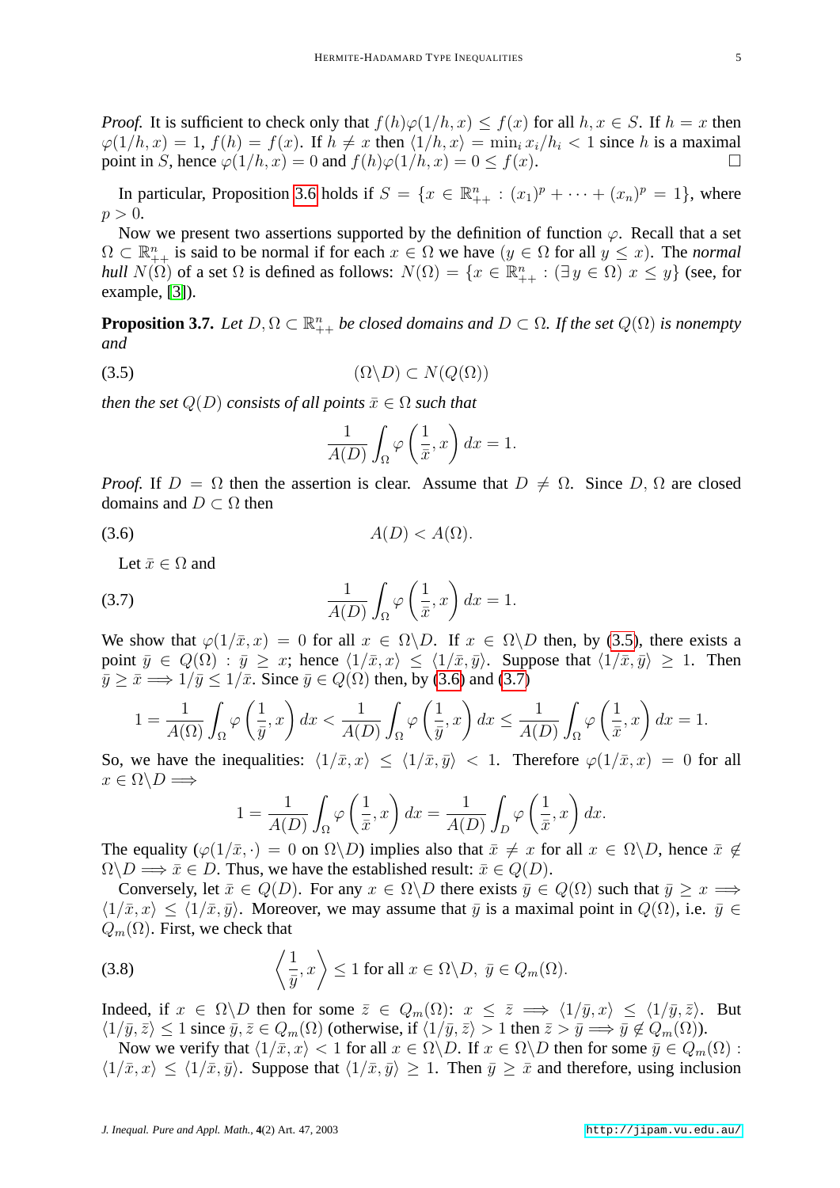*Proof.* It is sufficient to check only that $f(h)\varphi(1/h,x) \le f(x)$ for all $h,x \in S$. If $h = x$ then $\varphi(1/h,x) = 1$, $f(h) = f(x)$. If $h \ne x$ then $\langle 1/h, x\rangle = \min_i x_i/h_i < 1$ since $h$ is a maximal point in $S$, hence $\varphi(1/h,x) = 0$ and $f(h)\varphi(1/h,x) = 0 \le f(x)$. □

In particular, Proposition 3.6 holds if $S = \{x \in \mathbb{R}^n_{++} : (x_1)^p + \cdots + (x_n)^p = 1\}$, where $p > 0$.

Now we present two assertions supported by the definition of function $\varphi$. Recall that a set $\Omega \subset \mathbb{R}^n_{++}$ is said to be normal if for each $x \in \Omega$ we have $(y \in \Omega$ for all $y \le x)$. The *normal hull* $N(\Omega)$ of a set $\Omega$ is defined as follows: $N(\Omega) = \{x \in \mathbb{R}^n_{++} : (\exists\, y \in \Omega)\ x \le y\}$ (see, for example, [3]).

**Proposition 3.7.** *Let $D, \Omega \subset \mathbb{R}^n_{++}$ be closed domains and $D \subset \Omega$. If the set $Q(\Omega)$ is nonempty and*

$$(\Omega \backslash D) \subset N(Q(\Omega)) \tag{3.5}$$

*then the set $Q(D)$ consists of all points $\bar{x} \in \Omega$ such that*

$$\frac{1}{A(D)} \int_\Omega \varphi\left(\frac{1}{\bar{x}}, x\right) dx = 1.$$

*Proof.* If $D = \Omega$ then the assertion is clear. Assume that $D \ne \Omega$. Since $D$, $\Omega$ are closed domains and $D \subset \Omega$ then

$$A(D) < A(\Omega). \tag{3.6}$$

Let $\bar{x} \in \Omega$ and

$$\frac{1}{A(D)} \int_\Omega \varphi\left(\frac{1}{\bar{x}}, x\right) dx = 1. \tag{3.7}$$

We show that $\varphi(1/\bar{x}, x) = 0$ for all $x \in \Omega\backslash D$. If $x \in \Omega\backslash D$ then, by (3.5), there exists a point $\bar{y} \in Q(\Omega) : \bar{y} \ge x$; hence $\langle 1/\bar{x}, x\rangle \le \langle 1/\bar{x}, \bar{y}\rangle$. Suppose that $\langle 1/\bar{x}, \bar{y}\rangle \ge 1$. Then $\bar{y} \ge \bar{x} \Longrightarrow 1/\bar{y} \le 1/\bar{x}$. Since $\bar{y} \in Q(\Omega)$ then, by (3.6) and (3.7)

$$1 = \frac{1}{A(\Omega)} \int_\Omega \varphi\left(\frac{1}{\bar{y}}, x\right) dx < \frac{1}{A(D)} \int_\Omega \varphi\left(\frac{1}{\bar{y}}, x\right) dx \le \frac{1}{A(D)} \int_\Omega \varphi\left(\frac{1}{\bar{x}}, x\right) dx = 1.$$

So, we have the inequalities: $\langle 1/\bar{x}, x\rangle \le \langle 1/\bar{x}, \bar{y}\rangle < 1$. Therefore $\varphi(1/\bar{x}, x) = 0$ for all $x \in \Omega\backslash D \Longrightarrow$

$$1 = \frac{1}{A(D)} \int_\Omega \varphi\left(\frac{1}{\bar{x}}, x\right) dx = \frac{1}{A(D)} \int_D \varphi\left(\frac{1}{\bar{x}}, x\right) dx.$$

The equality $(\varphi(1/\bar{x}, \cdot) = 0$ on $\Omega\backslash D)$ implies also that $\bar{x} \ne x$ for all $x \in \Omega\backslash D$, hence $\bar{x} \notin \Omega\backslash D \Longrightarrow \bar{x} \in D$. Thus, we have the established result: $\bar{x} \in Q(D)$.

Conversely, let $\bar{x} \in Q(D)$. For any $x \in \Omega\backslash D$ there exists $\bar{y} \in Q(\Omega)$ such that $\bar{y} \ge x \Longrightarrow \langle 1/\bar{x}, x\rangle \le \langle 1/\bar{x}, \bar{y}\rangle$. Moreover, we may assume that $\bar{y}$ is a maximal point in $Q(\Omega)$, i.e. $\bar{y} \in Q_m(\Omega)$. First, we check that

$$\left\langle \frac{1}{\bar{y}}, x \right\rangle \le 1 \text{ for all } x \in \Omega\backslash D,\ \bar{y} \in Q_m(\Omega). \tag{3.8}$$

Indeed, if $x \in \Omega\backslash D$ then for some $\bar{z} \in Q_m(\Omega)$: $x \le \bar{z} \Longrightarrow \langle 1/\bar{y}, x\rangle \le \langle 1/\bar{y}, \bar{z}\rangle$. But $\langle 1/\bar{y}, \bar{z}\rangle \le 1$ since $\bar{y}, \bar{z} \in Q_m(\Omega)$ (otherwise, if $\langle 1/\bar{y}, \bar{z}\rangle > 1$ then $\bar{z} > \bar{y} \Longrightarrow \bar{y} \notin Q_m(\Omega)$).

Now we verify that $\langle 1/\bar{x}, x\rangle < 1$ for all $x \in \Omega\backslash D$. If $x \in \Omega\backslash D$ then for some $\bar{y} \in Q_m(\Omega)$ : $\langle 1/\bar{x}, x\rangle \le \langle 1/\bar{x}, \bar{y}\rangle$. Suppose that $\langle 1/\bar{x}, \bar{y}\rangle \ge 1$. Then $\bar{y} \ge \bar{x}$ and therefore, using inclusion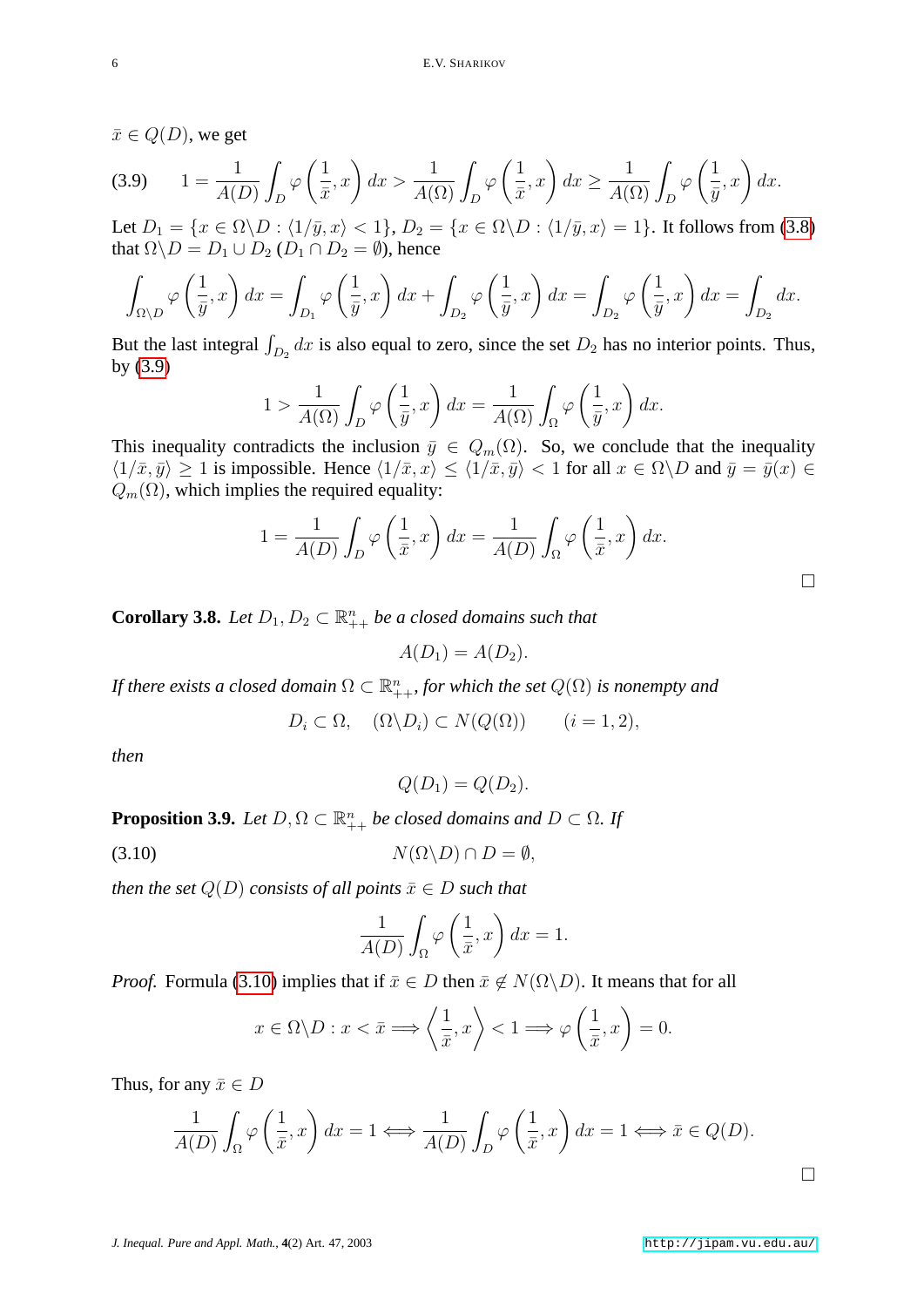$\bar{x} \in Q(D)$, we get

$$(3.9) \qquad 1 = \frac{1}{A(D)} \int_D \varphi\left(\frac{1}{\bar{x}}, x\right) dx > \frac{1}{A(\Omega)} \int_D \varphi\left(\frac{1}{\bar{x}}, x\right) dx \geq \frac{1}{A(\Omega)} \int_D \varphi\left(\frac{1}{\bar{y}}, x\right) dx.$$

Let $D_1 = \{x \in \Omega \backslash D : \langle 1/\bar{y}, x\rangle < 1\}$, $D_2 = \{x \in \Omega \backslash D : \langle 1/\bar{y}, x\rangle = 1\}$. It follows from (3.8) that $\Omega \backslash D = D_1 \cup D_2$ ($D_1 \cap D_2 = \emptyset$), hence

$$\int_{\Omega \backslash D} \varphi\left(\frac{1}{\bar{y}}, x\right) dx = \int_{D_1} \varphi\left(\frac{1}{\bar{y}}, x\right) dx + \int_{D_2} \varphi\left(\frac{1}{\bar{y}}, x\right) dx = \int_{D_2} \varphi\left(\frac{1}{\bar{y}}, x\right) dx = \int_{D_2} dx.$$

But the last integral $\int_{D_2} dx$ is also equal to zero, since the set $D_2$ has no interior points. Thus, by (3.9)

$$1 > \frac{1}{A(\Omega)} \int_D \varphi\left(\frac{1}{\bar{y}}, x\right) dx = \frac{1}{A(\Omega)} \int_\Omega \varphi\left(\frac{1}{\bar{y}}, x\right) dx.$$

This inequality contradicts the inclusion $\bar{y} \in Q_m(\Omega)$. So, we conclude that the inequality $\langle 1/\bar{x}, \bar{y}\rangle \geq 1$ is impossible. Hence $\langle 1/\bar{x}, x\rangle \leq \langle 1/\bar{x}, \bar{y}\rangle < 1$ for all $x \in \Omega \backslash D$ and $\bar{y} = \bar{y}(x) \in Q_m(\Omega)$, which implies the required equality:

$$1 = \frac{1}{A(D)} \int_D \varphi\left(\frac{1}{\bar{x}}, x\right) dx = \frac{1}{A(D)} \int_\Omega \varphi\left(\frac{1}{\bar{x}}, x\right) dx.$$

□

**Corollary 3.8.** *Let $D_1, D_2 \subset \mathbb{R}^n_{++}$ be a closed domains such that*

$$A(D_1) = A(D_2).$$

*If there exists a closed domain $\Omega \subset \mathbb{R}^n_{++}$, for which the set $Q(\Omega)$ is nonempty and*

$$D_i \subset \Omega, \quad (\Omega \backslash D_i) \subset N(Q(\Omega)) \qquad (i = 1, 2),$$

*then*

$$Q(D_1) = Q(D_2).$$

**Proposition 3.9.** *Let $D, \Omega \subset \mathbb{R}^n_{++}$ be closed domains and $D \subset \Omega$. If*

$$(3.10) \qquad N(\Omega \backslash D) \cap D = \emptyset,$$

*then the set $Q(D)$ consists of all points $\bar{x} \in D$ such that*

$$\frac{1}{A(D)} \int_\Omega \varphi\left(\frac{1}{\bar{x}}, x\right) dx = 1.$$

*Proof.* Formula (3.10) implies that if $\bar{x} \in D$ then $\bar{x} \notin N(\Omega \backslash D)$. It means that for all

$$x \in \Omega \backslash D : x < \bar{x} \Longrightarrow \left\langle \frac{1}{\bar{x}}, x \right\rangle < 1 \Longrightarrow \varphi\left(\frac{1}{\bar{x}}, x\right) = 0.$$

Thus, for any $\bar{x} \in D$

$$\frac{1}{A(D)} \int_\Omega \varphi\left(\frac{1}{\bar{x}}, x\right) dx = 1 \Longleftrightarrow \frac{1}{A(D)} \int_D \varphi\left(\frac{1}{\bar{x}}, x\right) dx = 1 \Longleftrightarrow \bar{x} \in Q(D).$$

□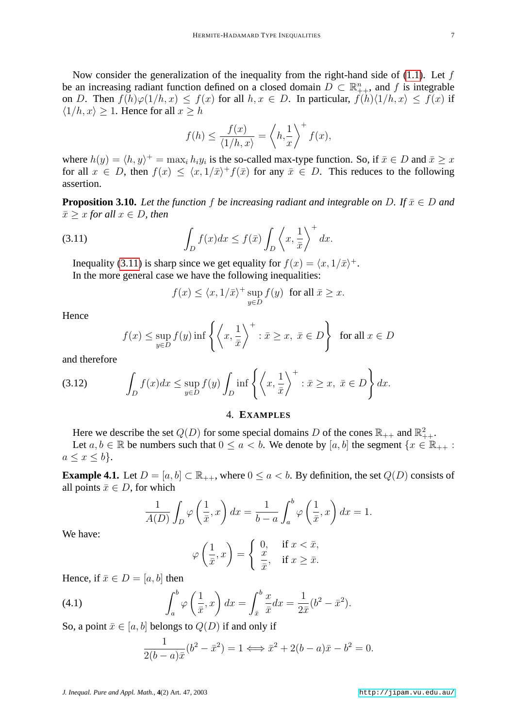Now consider the generalization of the inequality from the right-hand side of (1.1). Let $f$ be an increasing radiant function defined on a closed domain $D \subset \mathbb{R}^n_{++}$, and $f$ is integrable on $D$. Then $f(h)\varphi(1/h, x) \le f(x)$ for all $h, x \in D$. In particular, $f(h)\langle 1/h, x\rangle \le f(x)$ if $\langle 1/h, x\rangle \ge 1$. Hence for all $x \ge h$

$$f(h) \le \frac{f(x)}{\langle 1/h, x\rangle} = \left\langle h, \frac{1}{x}\right\rangle^+ f(x),$$

where $h(y) = \langle h, y\rangle^+ = \max_i h_i y_i$ is the so-called max-type function. So, if $\bar{x} \in D$ and $\bar{x} \ge x$ for all $x \in D$, then $f(x) \le \langle x, 1/\bar{x}\rangle^+ f(\bar{x})$ for any $\bar{x} \in D$. This reduces to the following assertion.

**Proposition 3.10.** *Let the function $f$ be increasing radiant and integrable on $D$. If $\bar{x} \in D$ and $\bar{x} \ge x$ for all $x \in D$, then*

$$\int_D f(x)dx \le f(\bar{x}) \int_D \left\langle x, \frac{1}{\bar{x}}\right\rangle^+ dx. \tag{3.11}$$

Inequality (3.11) is sharp since we get equality for $f(x) = \langle x, 1/\bar{x}\rangle^+$.

In the more general case we have the following inequalities:

$$f(x) \le \langle x, 1/\bar{x}\rangle^+ \sup_{y \in D} f(y) \;\text{ for all } \bar{x} \ge x.$$

Hence

$$f(x) \le \sup_{y\in D} f(y) \inf\left\{ \left\langle x, \frac{1}{\bar{x}}\right\rangle^+ : \bar{x} \ge x,\ \bar{x} \in D\right\} \;\text{ for all } x \in D$$

and therefore

$$\int_D f(x)dx \le \sup_{y\in D} f(y) \int_D \inf\left\{ \left\langle x, \frac{1}{\bar{x}}\right\rangle^+ : \bar{x} \ge x,\ \bar{x} \in D\right\} dx. \tag{3.12}$$

## 4. Examples

Here we describe the set $Q(D)$ for some special domains $D$ of the cones $\mathbb{R}_{++}$ and $\mathbb{R}^2_{++}$.

Let $a, b \in \mathbb{R}$ be numbers such that $0 \le a < b$. We denote by $[a, b]$ the segment $\{x \in \mathbb{R}_{++} : a \le x \le b\}$.

**Example 4.1.** Let $D = [a, b] \subset \mathbb{R}_{++}$, where $0 \le a < b$. By definition, the set $Q(D)$ consists of all points $\bar{x} \in D$, for which

$$\frac{1}{A(D)} \int_D \varphi\left(\frac{1}{\bar{x}}, x\right) dx = \frac{1}{b-a} \int_a^b \varphi\left(\frac{1}{\bar{x}}, x\right) dx = 1.$$

We have:

$$\varphi\left(\frac{1}{\bar{x}}, x\right) = \begin{cases} 0, & \text{if } x < \bar{x}, \\ \dfrac{x}{\bar{x}}, & \text{if } x \ge \bar{x}. \end{cases}$$

Hence, if $\bar{x} \in D = [a, b]$ then

$$\int_a^b \varphi\left(\frac{1}{\bar{x}}, x\right) dx = \int_{\bar{x}}^b \frac{x}{\bar{x}} dx = \frac{1}{2\bar{x}}(b^2 - \bar{x}^2). \tag{4.1}$$

So, a point $\bar{x} \in [a, b]$ belongs to $Q(D)$ if and only if

$$\frac{1}{2(b-a)\bar{x}}(b^2 - \bar{x}^2) = 1 \Longleftrightarrow \bar{x}^2 + 2(b-a)\bar{x} - b^2 = 0.$$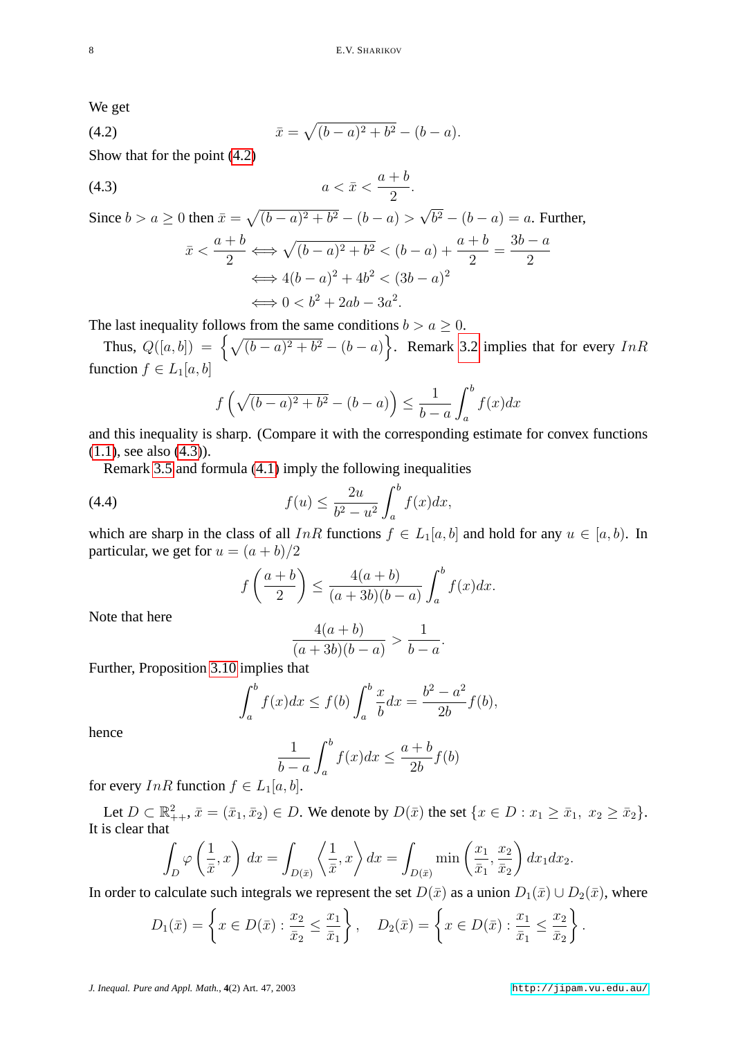We get

$$\bar{x} = \sqrt{(b-a)^2 + b^2} - (b-a). \tag{4.2}$$

Show that for the point (4.2)

$$a < \bar{x} < \frac{a+b}{2}. \tag{4.3}$$

Since $b > a \geq 0$ then $\bar{x} = \sqrt{(b-a)^2 + b^2} - (b-a) > \sqrt{b^2} - (b-a) = a$. Further,

$$\begin{aligned}
\bar{x} < \frac{a+b}{2} &\iff \sqrt{(b-a)^2 + b^2} < (b-a) + \frac{a+b}{2} = \frac{3b-a}{2} \\
&\iff 4(b-a)^2 + 4b^2 < (3b-a)^2 \\
&\iff 0 < b^2 + 2ab - 3a^2.
\end{aligned}$$

The last inequality follows from the same conditions $b > a \geq 0$.

Thus, $Q([a,b]) = \left\{\sqrt{(b-a)^2 + b^2} - (b-a)\right\}$. Remark 3.2 implies that for every $InR$ function $f \in L_1[a,b]$

$$f\left(\sqrt{(b-a)^2 + b^2} - (b-a)\right) \leq \frac{1}{b-a}\int_a^b f(x)dx$$

and this inequality is sharp. (Compare it with the corresponding estimate for convex functions (1.1), see also (4.3)).

Remark 3.5 and formula (4.1) imply the following inequalities

$$f(u) \leq \frac{2u}{b^2 - u^2}\int_a^b f(x)dx, \tag{4.4}$$

which are sharp in the class of all $InR$ functions $f \in L_1[a,b]$ and hold for any $u \in [a,b)$. In particular, we get for $u = (a+b)/2$

$$f\left(\frac{a+b}{2}\right) \leq \frac{4(a+b)}{(a+3b)(b-a)}\int_a^b f(x)dx.$$

Note that here

$$\frac{4(a+b)}{(a+3b)(b-a)} > \frac{1}{b-a}.$$

Further, Proposition 3.10 implies that

$$\int_a^b f(x)dx \leq f(b)\int_a^b \frac{x}{b}dx = \frac{b^2-a^2}{2b}f(b),$$

hence

$$\frac{1}{b-a}\int_a^b f(x)dx \leq \frac{a+b}{2b}f(b)$$

for every $InR$ function $f \in L_1[a,b]$.

Let $D \subset \mathbb{R}^2_{++}$, $\bar{x} = (\bar{x}_1, \bar{x}_2) \in D$. We denote by $D(\bar{x})$ the set $\{x \in D : x_1 \geq \bar{x}_1,\ x_2 \geq \bar{x}_2\}$. It is clear that

$$\int_D \varphi\left(\frac{1}{\bar{x}}, x\right)\, dx = \int_{D(\bar{x})}\left\langle \frac{1}{\bar{x}}, x\right\rangle dx = \int_{D(\bar{x})} \min\left(\frac{x_1}{\bar{x}_1}, \frac{x_2}{\bar{x}_2}\right) dx_1 dx_2.$$

In order to calculate such integrals we represent the set $D(\bar{x})$ as a union $D_1(\bar{x}) \cup D_2(\bar{x})$, where

$$D_1(\bar{x}) = \left\{x \in D(\bar{x}) : \frac{x_2}{\bar{x}_2} \leq \frac{x_1}{\bar{x}_1}\right\}, \quad D_2(\bar{x}) = \left\{x \in D(\bar{x}) : \frac{x_1}{\bar{x}_1} \leq \frac{x_2}{\bar{x}_2}\right\}.$$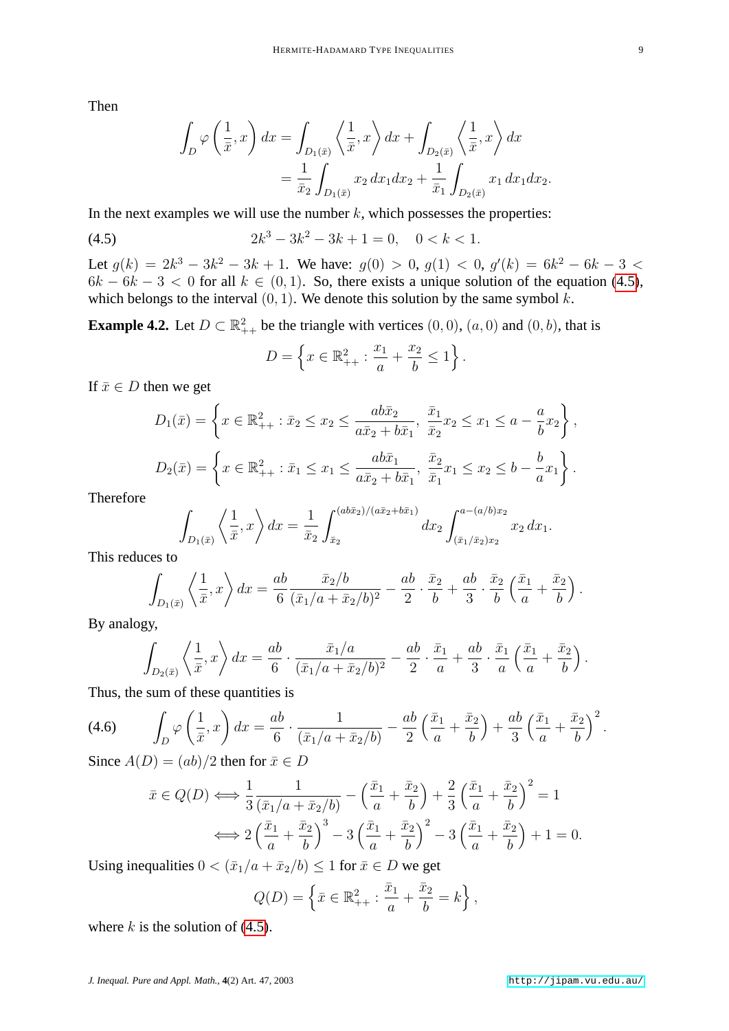Then

$$\int_D \varphi\left(\frac{1}{\bar{x}}, x\right) dx = \int_{D_1(\bar{x})} \left\langle \frac{1}{\bar{x}}, x \right\rangle dx + \int_{D_2(\bar{x})} \left\langle \frac{1}{\bar{x}}, x \right\rangle dx$$
$$= \frac{1}{\bar{x}_2} \int_{D_1(\bar{x})} x_2 \, dx_1 dx_2 + \frac{1}{\bar{x}_1} \int_{D_2(\bar{x})} x_1 \, dx_1 dx_2.$$

In the next examples we will use the number $k$, which possesses the properties:

$$2k^3 - 3k^2 - 3k + 1 = 0, \quad 0 < k < 1. \tag{4.5}$$

Let $g(k) = 2k^3 - 3k^2 - 3k + 1$. We have: $g(0) > 0$, $g(1) < 0$, $g'(k) = 6k^2 - 6k - 3 < 6k - 6k - 3 < 0$ for all $k \in (0, 1)$. So, there exists a unique solution of the equation (4.5), which belongs to the interval $(0, 1)$. We denote this solution by the same symbol $k$.

**Example 4.2.** Let $D \subset \mathbb{R}^2_{++}$ be the triangle with vertices $(0, 0)$, $(a, 0)$ and $(0, b)$, that is

$$D = \left\{ x \in \mathbb{R}^2_{++} : \frac{x_1}{a} + \frac{x_2}{b} \leq 1 \right\}.$$

If $\bar{x} \in D$ then we get

$$D_1(\bar{x}) = \left\{ x \in \mathbb{R}^2_{++} : \bar{x}_2 \leq x_2 \leq \frac{ab\bar{x}_2}{a\bar{x}_2 + b\bar{x}_1}, \ \frac{\bar{x}_1}{\bar{x}_2} x_2 \leq x_1 \leq a - \frac{a}{b} x_2 \right\},$$

$$D_2(\bar{x}) = \left\{ x \in \mathbb{R}^2_{++} : \bar{x}_1 \leq x_1 \leq \frac{ab\bar{x}_1}{a\bar{x}_2 + b\bar{x}_1}, \ \frac{\bar{x}_2}{\bar{x}_1} x_1 \leq x_2 \leq b - \frac{b}{a} x_1 \right\}.$$

Therefore

$$\int_{D_1(\bar{x})} \left\langle \frac{1}{\bar{x}}, x \right\rangle dx = \frac{1}{\bar{x}_2} \int_{\bar{x}_2}^{(ab\bar{x}_2)/(a\bar{x}_2 + b\bar{x}_1)} dx_2 \int_{(\bar{x}_1/\bar{x}_2)x_2}^{a-(a/b)x_2} x_2 \, dx_1.$$

This reduces to

$$\int_{D_1(\bar{x})} \left\langle \frac{1}{\bar{x}}, x \right\rangle dx = \frac{ab}{6} \frac{\bar{x}_2/b}{(\bar{x}_1/a + \bar{x}_2/b)^2} - \frac{ab}{2} \cdot \frac{\bar{x}_2}{b} + \frac{ab}{3} \cdot \frac{\bar{x}_2}{b} \left( \frac{\bar{x}_1}{a} + \frac{\bar{x}_2}{b} \right).$$

By analogy,

$$\int_{D_2(\bar{x})} \left\langle \frac{1}{\bar{x}}, x \right\rangle dx = \frac{ab}{6} \cdot \frac{\bar{x}_1/a}{(\bar{x}_1/a + \bar{x}_2/b)^2} - \frac{ab}{2} \cdot \frac{\bar{x}_1}{a} + \frac{ab}{3} \cdot \frac{\bar{x}_1}{a} \left( \frac{\bar{x}_1}{a} + \frac{\bar{x}_2}{b} \right).$$

Thus, the sum of these quantities is

$$\int_D \varphi\left(\frac{1}{\bar{x}}, x\right) dx = \frac{ab}{6} \cdot \frac{1}{(\bar{x}_1/a + \bar{x}_2/b)} - \frac{ab}{2} \left( \frac{\bar{x}_1}{a} + \frac{\bar{x}_2}{b} \right) + \frac{ab}{3} \left( \frac{\bar{x}_1}{a} + \frac{\bar{x}_2}{b} \right)^2. \tag{4.6}$$

Since $A(D) = (ab)/2$ then for $\bar{x} \in D$

$$\bar{x} \in Q(D) \iff \frac{1}{3} \frac{1}{(\bar{x}_1/a + \bar{x}_2/b)} - \left( \frac{\bar{x}_1}{a} + \frac{\bar{x}_2}{b} \right) + \frac{2}{3} \left( \frac{\bar{x}_1}{a} + \frac{\bar{x}_2}{b} \right)^2 = 1$$

$$\iff 2 \left( \frac{\bar{x}_1}{a} + \frac{\bar{x}_2}{b} \right)^3 - 3 \left( \frac{\bar{x}_1}{a} + \frac{\bar{x}_2}{b} \right)^2 - 3 \left( \frac{\bar{x}_1}{a} + \frac{\bar{x}_2}{b} \right) + 1 = 0.$$

Using inequalities $0 < (\bar{x}_1/a + \bar{x}_2/b) \leq 1$ for $\bar{x} \in D$ we get

$$Q(D) = \left\{ \bar{x} \in \mathbb{R}^2_{++} : \frac{\bar{x}_1}{a} + \frac{\bar{x}_2}{b} = k \right\},$$

where $k$ is the solution of (4.5).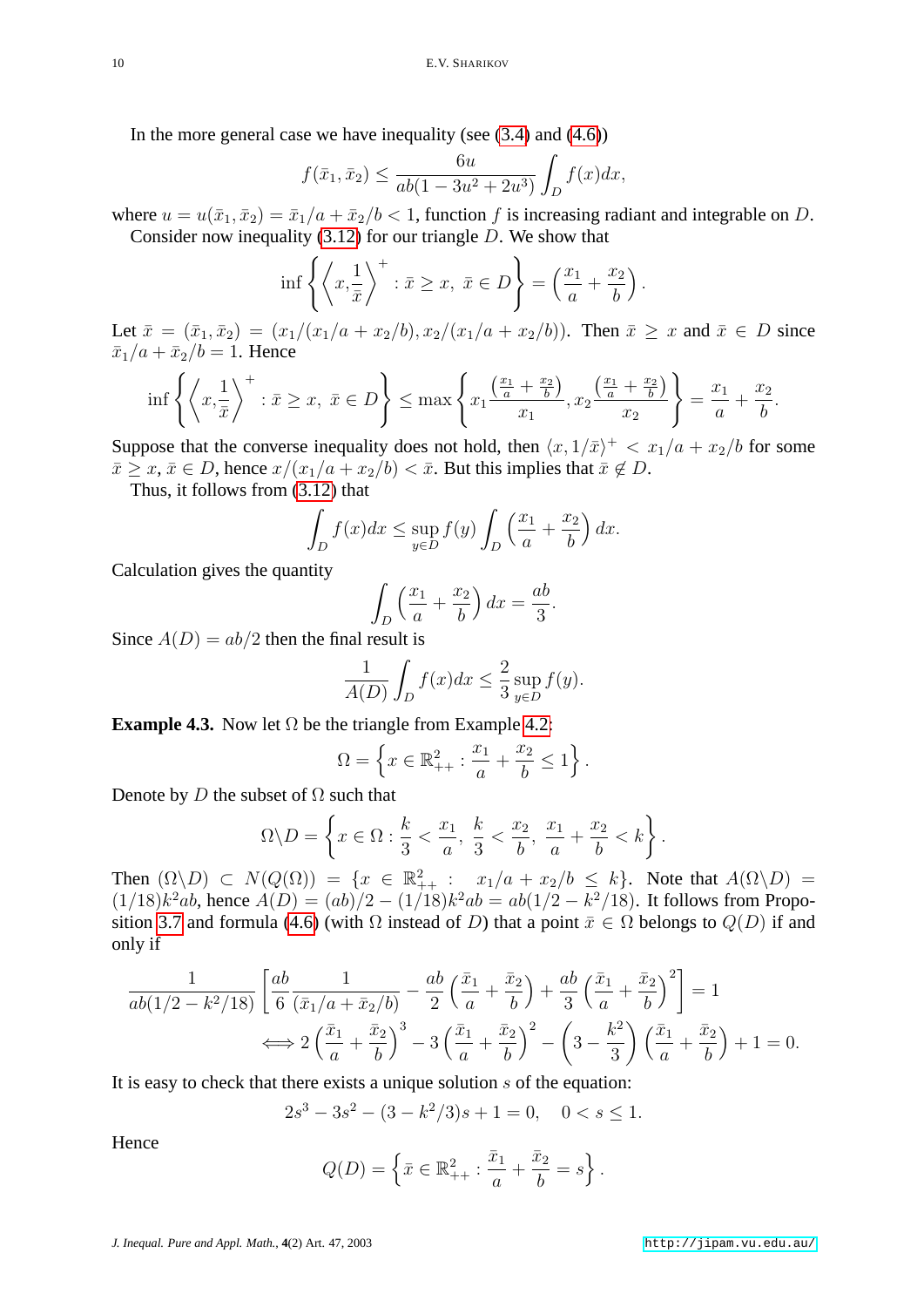In the more general case we have inequality (see (3.4) and (4.6))

$$f(\bar{x}_1, \bar{x}_2) \leq \frac{6u}{ab(1 - 3u^2 + 2u^3)} \int_D f(x)dx,$$

where $u = u(\bar{x}_1, \bar{x}_2) = \bar{x}_1/a + \bar{x}_2/b < 1$, function $f$ is increasing radiant and integrable on $D$.

Consider now inequality (3.12) for our triangle $D$. We show that

$$\inf \left\{ \left\langle x, \frac{1}{\bar{x}} \right\rangle^+ : \bar{x} \geq x, \ \bar{x} \in D \right\} = \left( \frac{x_1}{a} + \frac{x_2}{b} \right).$$

Let $\bar{x} = (\bar{x}_1, \bar{x}_2) = (x_1/(x_1/a + x_2/b), x_2/(x_1/a + x_2/b))$. Then $\bar{x} \geq x$ and $\bar{x} \in D$ since $\bar{x}_1/a + \bar{x}_2/b = 1$. Hence

$$\inf \left\{ \left\langle x, \frac{1}{\bar{x}} \right\rangle^+ : \bar{x} \geq x, \ \bar{x} \in D \right\} \leq \max \left\{ x_1 \frac{\left(\frac{x_1}{a} + \frac{x_2}{b}\right)}{x_1}, x_2 \frac{\left(\frac{x_1}{a} + \frac{x_2}{b}\right)}{x_2} \right\} = \frac{x_1}{a} + \frac{x_2}{b}.$$

Suppose that the converse inequality does not hold, then $\langle x, 1/\bar{x} \rangle^+ < x_1/a + x_2/b$ for some $\bar{x} \geq x$, $\bar{x} \in D$, hence $x/(x_1/a + x_2/b) < \bar{x}$. But this implies that $\bar{x} \notin D$.

Thus, it follows from (3.12) that

$$\int_D f(x)dx \leq \sup_{y \in D} f(y) \int_D \left( \frac{x_1}{a} + \frac{x_2}{b} \right) dx.$$

Calculation gives the quantity

$$\int_D \left( \frac{x_1}{a} + \frac{x_2}{b} \right) dx = \frac{ab}{3}.$$

Since $A(D) = ab/2$ then the final result is

$$\frac{1}{A(D)} \int_D f(x)dx \leq \frac{2}{3} \sup_{y \in D} f(y).$$

**Example 4.3.** Now let $\Omega$ be the triangle from Example 4.2:

$$\Omega = \left\{ x \in \mathbb{R}^2_{++} : \frac{x_1}{a} + \frac{x_2}{b} \leq 1 \right\}.$$

Denote by $D$ the subset of $\Omega$ such that

$$\Omega \backslash D = \left\{ x \in \Omega : \frac{k}{3} < \frac{x_1}{a}, \ \frac{k}{3} < \frac{x_2}{b}, \ \frac{x_1}{a} + \frac{x_2}{b} < k \right\}.$$

Then $(\Omega \backslash D) \subset N(Q(\Omega)) = \{x \in \mathbb{R}^2_{++} : \ x_1/a + x_2/b \leq k\}$. Note that $A(\Omega \backslash D) = (1/18)k^2 ab$, hence $A(D) = (ab)/2 - (1/18)k^2 ab = ab(1/2 - k^2/18)$. It follows from Proposition 3.7 and formula (4.6) (with $\Omega$ instead of $D$) that a point $\bar{x} \in \Omega$ belongs to $Q(D)$ if and only if

$$\frac{1}{ab(1/2 - k^2/18)} \left[ \frac{ab}{6} \frac{1}{(\bar{x}_1/a + \bar{x}_2/b)} - \frac{ab}{2} \left( \frac{\bar{x}_1}{a} + \frac{\bar{x}_2}{b} \right) + \frac{ab}{3} \left( \frac{\bar{x}_1}{a} + \frac{\bar{x}_2}{b} \right)^2 \right] = 1$$

$$\iff 2 \left( \frac{\bar{x}_1}{a} + \frac{\bar{x}_2}{b} \right)^3 - 3 \left( \frac{\bar{x}_1}{a} + \frac{\bar{x}_2}{b} \right)^2 - \left( 3 - \frac{k^2}{3} \right) \left( \frac{\bar{x}_1}{a} + \frac{\bar{x}_2}{b} \right) + 1 = 0.$$

It is easy to check that there exists a unique solution $s$ of the equation:

$$2s^3 - 3s^2 - (3 - k^2/3)s + 1 = 0, \quad 0 < s \leq 1.$$

Hence

$$Q(D) = \left\{ \bar{x} \in \mathbb{R}^2_{++} : \frac{\bar{x}_1}{a} + \frac{\bar{x}_2}{b} = s \right\}.$$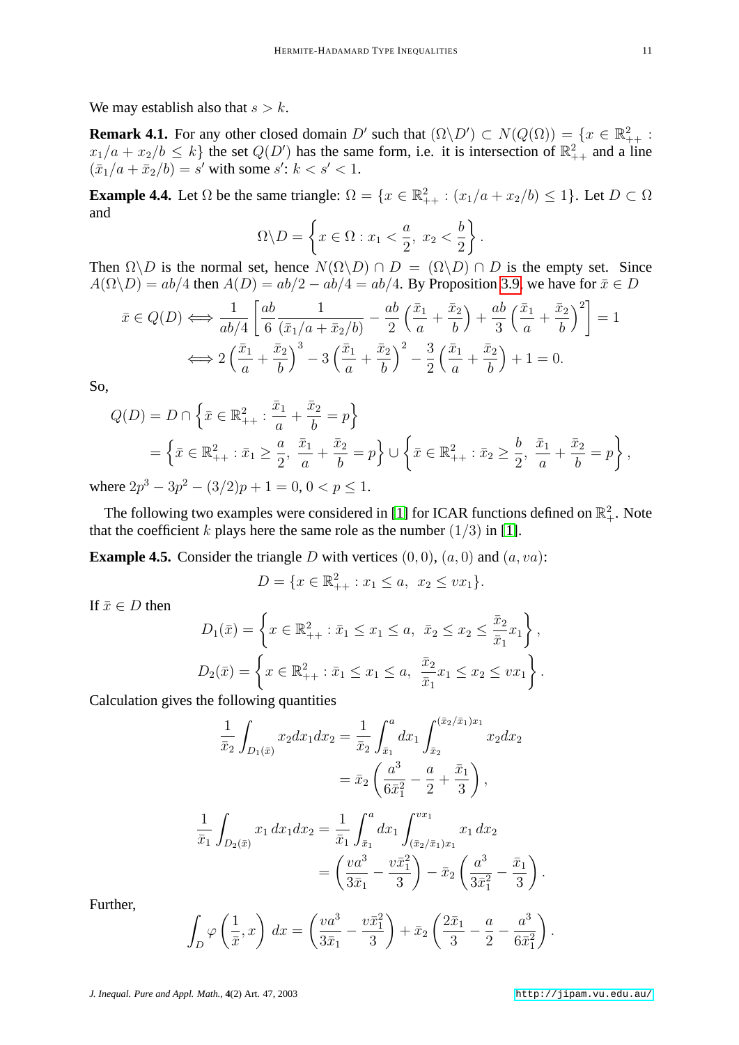We may establish also that $s > k$.

**Remark 4.1.** For any other closed domain $D'$ such that $(\Omega \backslash D') \subset N(Q(\Omega)) = \{x \in \mathbb{R}^2_{++} : x_1/a + x_2/b \leq k\}$ the set $Q(D')$ has the same form, i.e. it is intersection of $\mathbb{R}^2_{++}$ and a line $(\bar{x}_1/a + \bar{x}_2/b) = s'$ with some $s'$: $k < s' < 1$.

**Example 4.4.** Let $\Omega$ be the same triangle: $\Omega = \{x \in \mathbb{R}^2_{++} : (x_1/a + x_2/b) \leq 1\}$. Let $D \subset \Omega$ and

$$\Omega \backslash D = \left\{ x \in \Omega : x_1 < \frac{a}{2},\ x_2 < \frac{b}{2} \right\}.$$

Then $\Omega \backslash D$ is the normal set, hence $N(\Omega \backslash D) \cap D = (\Omega \backslash D) \cap D$ is the empty set. Since $A(\Omega \backslash D) = ab/4$ then $A(D) = ab/2 - ab/4 = ab/4$. By Proposition 3.9, we have for $\bar{x} \in D$

$$\bar{x} \in Q(D) \iff \frac{1}{ab/4}\left[ \frac{ab}{6} \frac{1}{(\bar{x}_1/a + \bar{x}_2/b)} - \frac{ab}{2}\left(\frac{\bar{x}_1}{a} + \frac{\bar{x}_2}{b}\right) + \frac{ab}{3}\left(\frac{\bar{x}_1}{a} + \frac{\bar{x}_2}{b}\right)^2 \right] = 1$$

$$\iff 2\left(\frac{\bar{x}_1}{a} + \frac{\bar{x}_2}{b}\right)^3 - 3\left(\frac{\bar{x}_1}{a} + \frac{\bar{x}_2}{b}\right)^2 - \frac{3}{2}\left(\frac{\bar{x}_1}{a} + \frac{\bar{x}_2}{b}\right) + 1 = 0.$$

So,

$$\begin{aligned} Q(D) &= D \cap \left\{ \bar{x} \in \mathbb{R}^2_{++} : \frac{\bar{x}_1}{a} + \frac{\bar{x}_2}{b} = p \right\} \\ &= \left\{ \bar{x} \in \mathbb{R}^2_{++} : \bar{x}_1 \geq \frac{a}{2},\ \frac{\bar{x}_1}{a} + \frac{\bar{x}_2}{b} = p \right\} \cup \left\{ \bar{x} \in \mathbb{R}^2_{++} : \bar{x}_2 \geq \frac{b}{2},\ \frac{\bar{x}_1}{a} + \frac{\bar{x}_2}{b} = p \right\}, \end{aligned}$$

where $2p^3 - 3p^2 - (3/2)p + 1 = 0$, $0 < p \leq 1$.

The following two examples were considered in [1] for ICAR functions defined on $\mathbb{R}^2_+$. Note that the coefficient $k$ plays here the same role as the number $(1/3)$ in [1].

**Example 4.5.** Consider the triangle $D$ with vertices $(0,0)$, $(a,0)$ and $(a, va)$:

$$D = \{x \in \mathbb{R}^2_{++} : x_1 \leq a,\ \ x_2 \leq vx_1\}.$$

If $\bar{x} \in D$ then

$$D_1(\bar{x}) = \left\{ x \in \mathbb{R}^2_{++} : \bar{x}_1 \leq x_1 \leq a,\ \bar{x}_2 \leq x_2 \leq \frac{\bar{x}_2}{\bar{x}_1} x_1 \right\},$$

$$D_2(\bar{x}) = \left\{ x \in \mathbb{R}^2_{++} : \bar{x}_1 \leq x_1 \leq a,\ \frac{\bar{x}_2}{\bar{x}_1} x_1 \leq x_2 \leq vx_1 \right\}.$$

Calculation gives the following quantities

$$\begin{aligned} \frac{1}{\bar{x}_2} \int_{D_1(\bar{x})} x_2 dx_1 dx_2 &= \frac{1}{\bar{x}_2} \int_{\bar{x}_1}^{a} dx_1 \int_{\bar{x}_2}^{(\bar{x}_2/\bar{x}_1)x_1} x_2 dx_2 \\ &= \bar{x}_2 \left( \frac{a^3}{6\bar{x}_1^2} - \frac{a}{2} + \frac{\bar{x}_1}{3} \right), \end{aligned}$$

$$\begin{aligned} \frac{1}{\bar{x}_1} \int_{D_2(\bar{x})} x_1\, dx_1 dx_2 &= \frac{1}{\bar{x}_1} \int_{\bar{x}_1}^{a} dx_1 \int_{(\bar{x}_2/\bar{x}_1)x_1}^{vx_1} x_1\, dx_2 \\ &= \left( \frac{va^3}{3\bar{x}_1} - \frac{v\bar{x}_1^2}{3} \right) - \bar{x}_2 \left( \frac{a^3}{3\bar{x}_1^2} - \frac{\bar{x}_1}{3} \right). \end{aligned}$$

Further,

$$\int_D \varphi\left(\frac{1}{\bar{x}}, x\right) dx = \left( \frac{va^3}{3\bar{x}_1} - \frac{v\bar{x}_1^2}{3} \right) + \bar{x}_2 \left( \frac{2\bar{x}_1}{3} - \frac{a}{2} - \frac{a^3}{6\bar{x}_1^2} \right).$$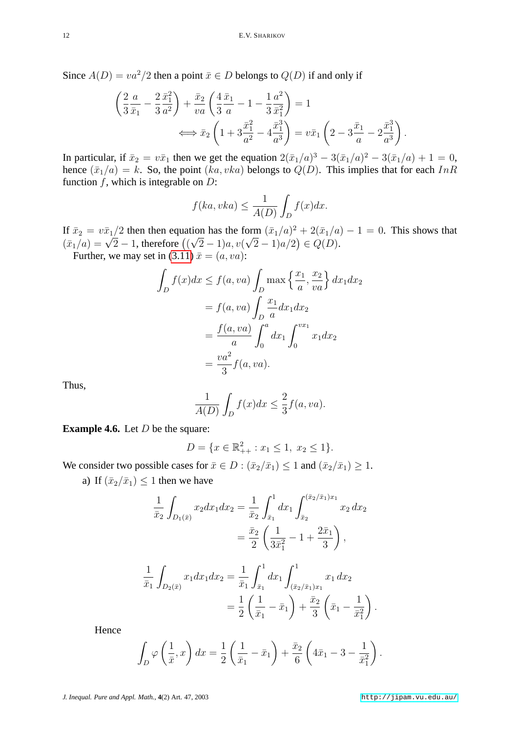Since $A(D) = va^2/2$ then a point $\bar{x} \in D$ belongs to $Q(D)$ if and only if

$$\left(\frac{2}{3}\frac{a}{\bar{x}_1} - \frac{2}{3}\frac{\bar{x}_1^2}{a^2}\right) + \frac{\bar{x}_2}{va}\left(\frac{4}{3}\frac{\bar{x}_1}{a} - 1 - \frac{1}{3}\frac{a^2}{\bar{x}_1^2}\right) = 1$$

$$\iff \bar{x}_2\left(1 + 3\frac{\bar{x}_1^2}{a^2} - 4\frac{\bar{x}_1^3}{a^3}\right) = v\bar{x}_1\left(2 - 3\frac{\bar{x}_1}{a} - 2\frac{\bar{x}_1^3}{a^3}\right).$$

In particular, if $\bar{x}_2 = v\bar{x}_1$ then we get the equation $2(\bar{x}_1/a)^3 - 3(\bar{x}_1/a)^2 - 3(\bar{x}_1/a) + 1 = 0$, hence $(\bar{x}_1/a) = k$. So, the point $(ka, vka)$ belongs to $Q(D)$. This implies that for each $InR$ function $f$, which is integrable on $D$:

$$f(ka, vka) \leq \frac{1}{A(D)}\int_D f(x)dx.$$

If $\bar{x}_2 = v\bar{x}_1/2$ then then equation has the form $(\bar{x}_1/a)^2 + 2(\bar{x}_1/a) - 1 = 0$. This shows that $(\bar{x}_1/a) = \sqrt{2} - 1$, therefore $\left((\sqrt{2}-1)a, v(\sqrt{2}-1)a/2\right) \in Q(D)$.

Further, we may set in (3.11) $\bar{x} = (a, va)$:

$$\begin{aligned}
\int_D f(x)dx &\leq f(a, va)\int_D \max\left\{\frac{x_1}{a}, \frac{x_2}{va}\right\} dx_1 dx_2 \\
&= f(a, va)\int_D \frac{x_1}{a} dx_1 dx_2 \\
&= \frac{f(a, va)}{a}\int_0^a dx_1 \int_0^{vx_1} x_1 dx_2 \\
&= \frac{va^2}{3} f(a, va).
\end{aligned}$$

Thus,

$$\frac{1}{A(D)}\int_D f(x)dx \leq \frac{2}{3} f(a, va).$$

**Example 4.6.** Let $D$ be the square:

$$D = \{x \in \mathbb{R}^2_{++} : x_1 \leq 1,\ x_2 \leq 1\}.$$

We consider two possible cases for $\bar{x} \in D : (\bar{x}_2/\bar{x}_1) \leq 1$ and $(\bar{x}_2/\bar{x}_1) \geq 1$.

a) If $(\bar{x}_2/\bar{x}_1) \leq 1$ then we have

$$\begin{aligned}
\frac{1}{\bar{x}_2}\int_{D_1(\bar{x})} x_2 dx_1 dx_2 &= \frac{1}{\bar{x}_2}\int_{\bar{x}_1}^1 dx_1 \int_{\bar{x}_2}^{(\bar{x}_2/\bar{x}_1)x_1} x_2\, dx_2 \\
&= \frac{\bar{x}_2}{2}\left(\frac{1}{3\bar{x}_1^2} - 1 + \frac{2\bar{x}_1}{3}\right),
\end{aligned}$$

$$\begin{aligned}
\frac{1}{\bar{x}_1}\int_{D_2(\bar{x})} x_1 dx_1 dx_2 &= \frac{1}{\bar{x}_1}\int_{\bar{x}_1}^1 dx_1 \int_{(\bar{x}_2/\bar{x}_1)x_1}^1 x_1\, dx_2 \\
&= \frac{1}{2}\left(\frac{1}{\bar{x}_1} - \bar{x}_1\right) + \frac{\bar{x}_2}{3}\left(\bar{x}_1 - \frac{1}{\bar{x}_1^2}\right).
\end{aligned}$$

Hence

$$\int_D \varphi\left(\frac{1}{\bar{x}}, x\right) dx = \frac{1}{2}\left(\frac{1}{\bar{x}_1} - \bar{x}_1\right) + \frac{\bar{x}_2}{6}\left(4\bar{x}_1 - 3 - \frac{1}{\bar{x}_1^2}\right).$$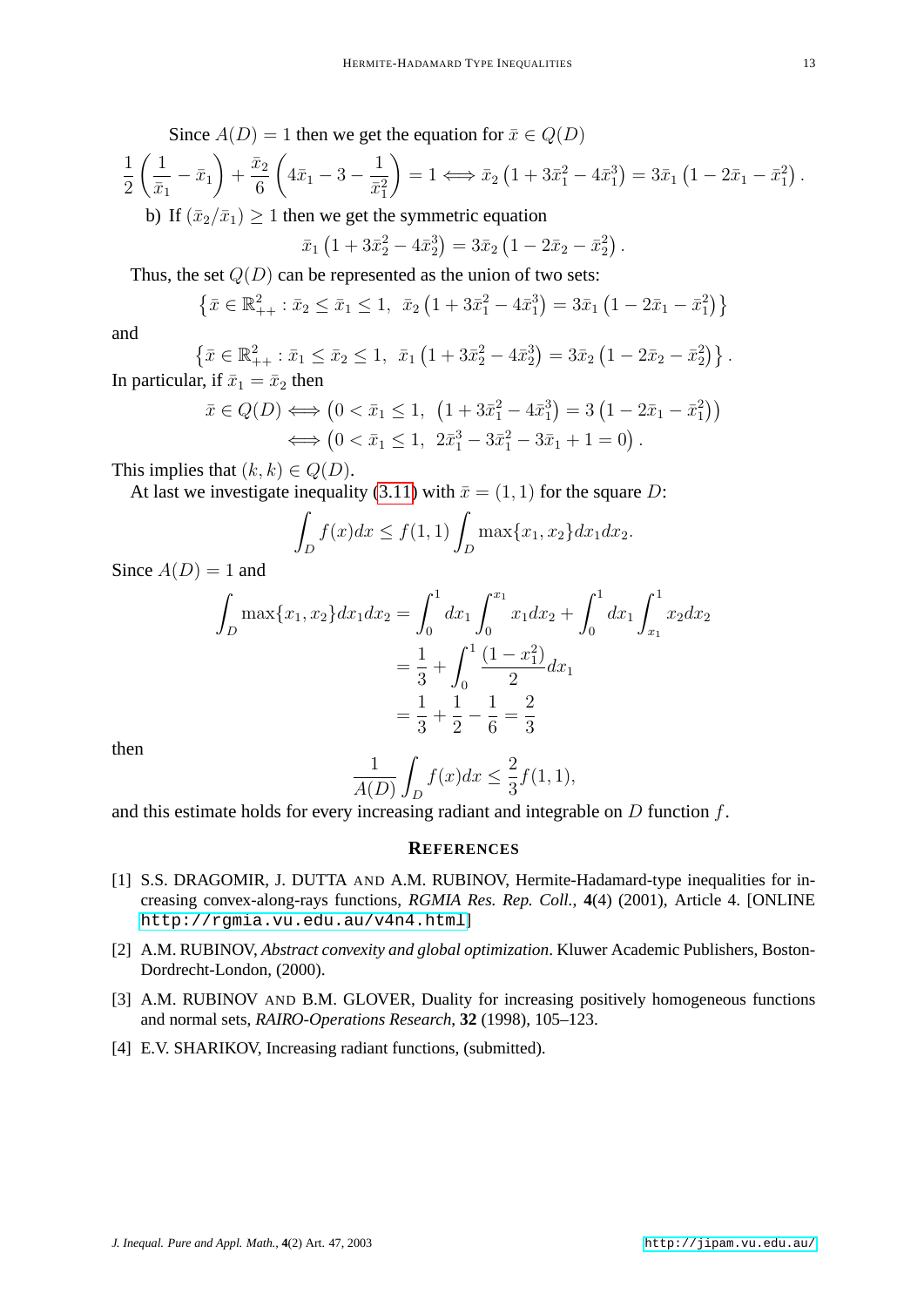Since $A(D) = 1$ then we get the equation for $\bar{x} \in Q(D)$

$$\frac{1}{2}\left(\frac{1}{\bar{x}_1} - \bar{x}_1\right) + \frac{\bar{x}_2}{6}\left(4\bar{x}_1 - 3 - \frac{1}{\bar{x}_1^2}\right) = 1 \Longleftrightarrow \bar{x}_2\left(1 + 3\bar{x}_1^2 - 4\bar{x}_1^3\right) = 3\bar{x}_1\left(1 - 2\bar{x}_1 - \bar{x}_1^2\right).$$

b) If $(\bar{x}_2/\bar{x}_1) \geq 1$ then we get the symmetric equation

$$\bar{x}_1\left(1 + 3\bar{x}_2^2 - 4\bar{x}_2^3\right) = 3\bar{x}_2\left(1 - 2\bar{x}_2 - \bar{x}_2^2\right).$$

Thus, the set $Q(D)$ can be represented as the union of two sets:

$$\left\{\bar{x} \in \mathbb{R}^2_{++} : \bar{x}_2 \leq \bar{x}_1 \leq 1,\ \bar{x}_2\left(1 + 3\bar{x}_1^2 - 4\bar{x}_1^3\right) = 3\bar{x}_1\left(1 - 2\bar{x}_1 - \bar{x}_1^2\right)\right\}$$

and

$$\left\{\bar{x} \in \mathbb{R}^2_{++} : \bar{x}_1 \leq \bar{x}_2 \leq 1,\ \bar{x}_1\left(1 + 3\bar{x}_2^2 - 4\bar{x}_2^3\right) = 3\bar{x}_2\left(1 - 2\bar{x}_2 - \bar{x}_2^2\right)\right\}.$$

In particular, if $\bar{x}_1 = \bar{x}_2$ then

$$\begin{aligned}\bar{x} \in Q(D) &\Longleftrightarrow \left(0 < \bar{x}_1 \leq 1,\ \left(1 + 3\bar{x}_1^2 - 4\bar{x}_1^3\right) = 3\left(1 - 2\bar{x}_1 - \bar{x}_1^2\right)\right) \\ &\Longleftrightarrow \left(0 < \bar{x}_1 \leq 1,\ 2\bar{x}_1^3 - 3\bar{x}_1^2 - 3\bar{x}_1 + 1 = 0\right).\end{aligned}$$

This implies that $(k, k) \in Q(D)$.

At last we investigate inequality (3.11) with $\bar{x} = (1, 1)$ for the square $D$:

$$\int_D f(x)dx \leq f(1,1)\int_D \max\{x_1, x_2\}dx_1dx_2.$$

Since $A(D) = 1$ and

$$\begin{aligned}\int_D \max\{x_1, x_2\}dx_1dx_2 &= \int_0^1 dx_1 \int_0^{x_1} x_1 dx_2 + \int_0^1 dx_1 \int_{x_1}^1 x_2 dx_2 \\ &= \frac{1}{3} + \int_0^1 \frac{(1 - x_1^2)}{2}dx_1 \\ &= \frac{1}{3} + \frac{1}{2} - \frac{1}{6} = \frac{2}{3}\end{aligned}$$

then

$$\frac{1}{A(D)}\int_D f(x)dx \leq \frac{2}{3}f(1,1),$$

and this estimate holds for every increasing radiant and integrable on $D$ function $f$.

## REFERENCES

[1] S.S. DRAGOMIR, J. DUTTA AND A.M. RUBINOV, Hermite-Hadamard-type inequalities for increasing convex-along-rays functions, *RGMIA Res. Rep. Coll.*, **4**(4) (2001), Article 4. [ONLINE http://rgmia.vu.edu.au/v4n4.html]

[2] A.M. RUBINOV, *Abstract convexity and global optimization*. Kluwer Academic Publishers, Boston-Dordrecht-London, (2000).

[3] A.M. RUBINOV AND B.M. GLOVER, Duality for increasing positively homogeneous functions and normal sets, *RAIRO-Operations Research*, **32** (1998), 105–123.

[4] E.V. SHARIKOV, Increasing radiant functions, (submitted).